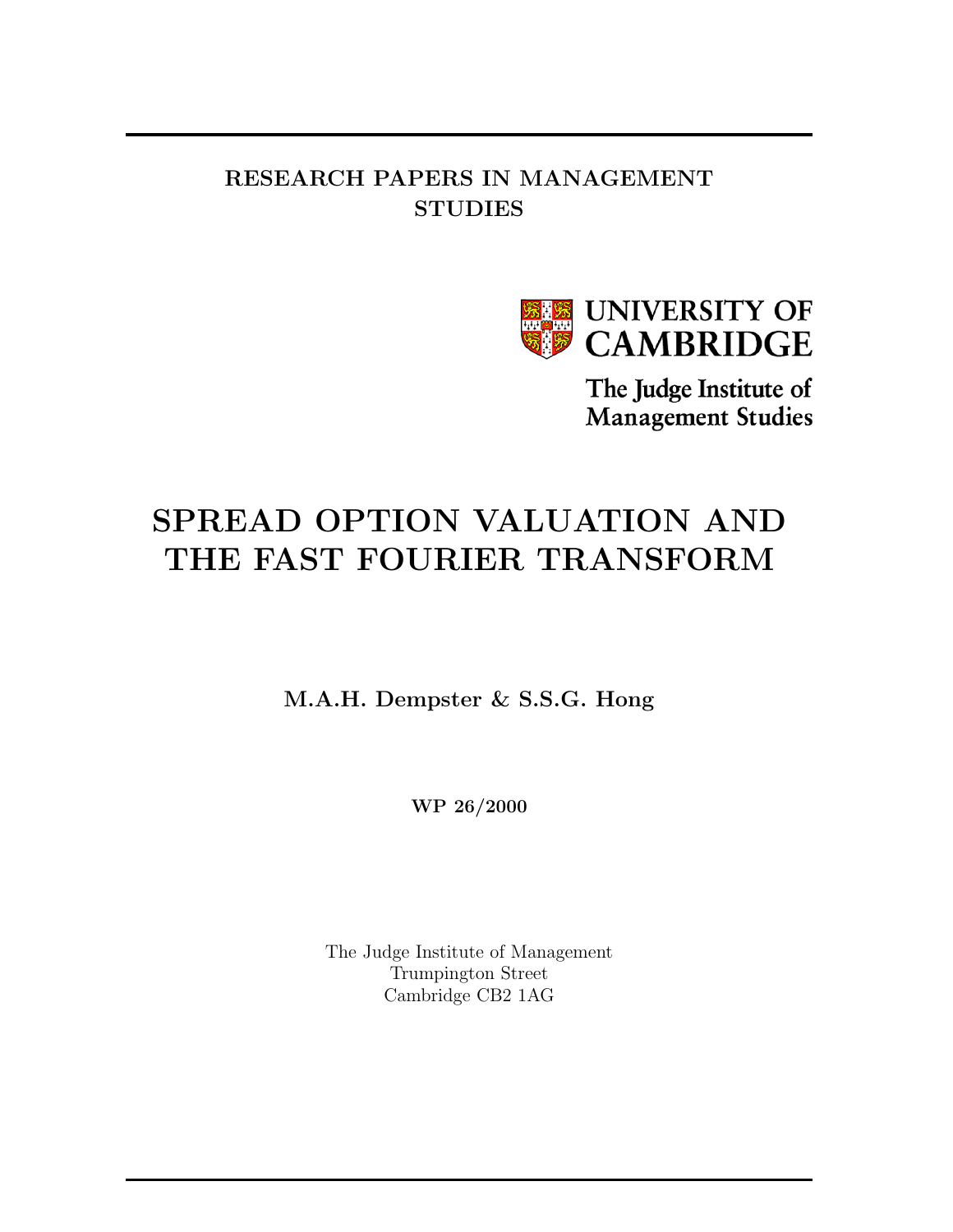RESEARCH PAPERS IN MANAGEMENT STUDIES

UNIVERSITY OF CAMBRIDGE

The Judge Institute of Management Studies

# SPREAD OPTION VALUATION AND THE FAST FOURIER TRANSFORM

**M.A.H. Dempster & S.S.G. Hong**

**WP 26/2000**

The Judge Institute of Management
Trumpington Street
Cambridge CB2 1AG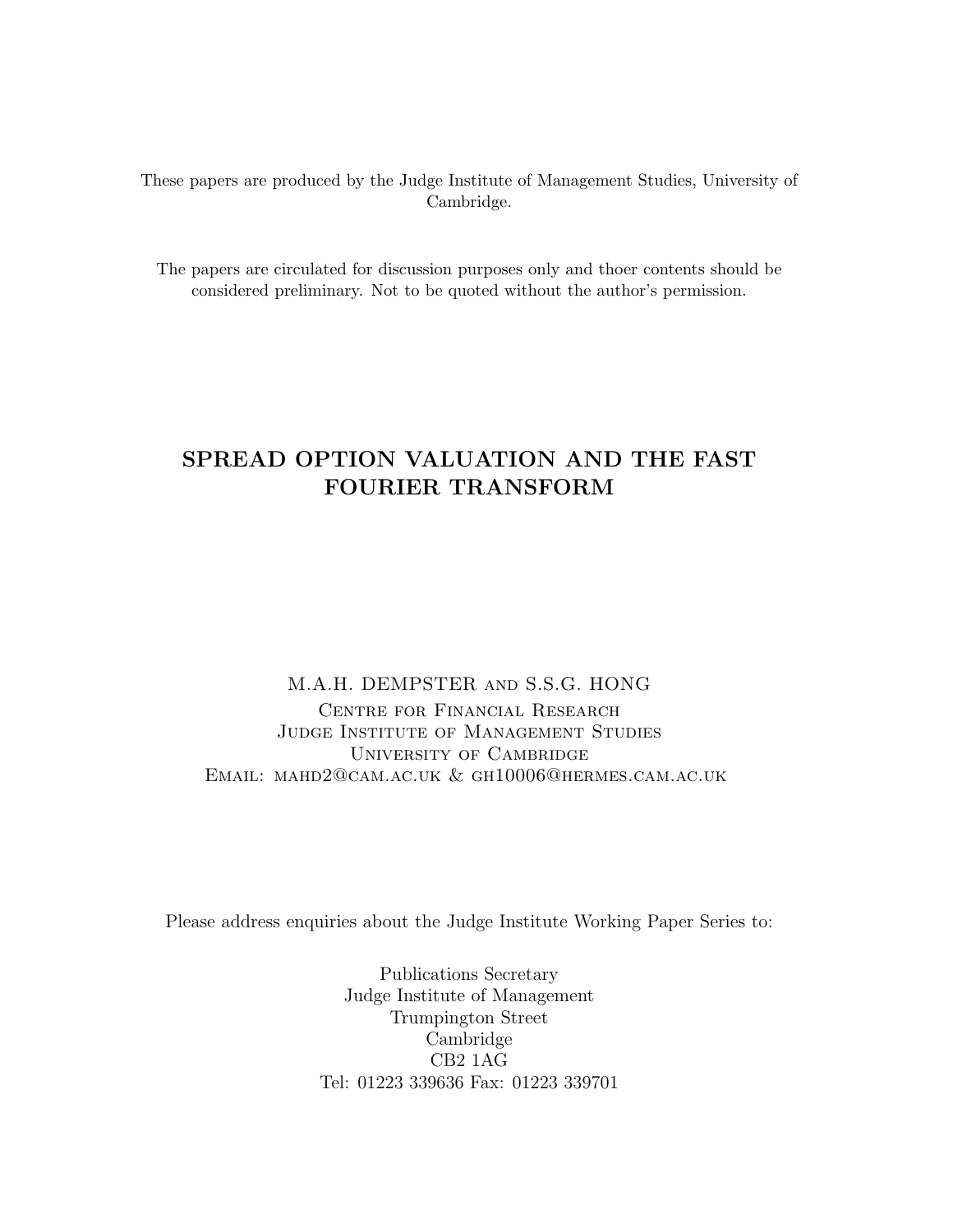These papers are produced by the Judge Institute of Management Studies, University of Cambridge.

The papers are circulated for discussion purposes only and thoer contents should be considered preliminary. Not to be quoted without the author's permission.

# SPREAD OPTION VALUATION AND THE FAST FOURIER TRANSFORM

M.A.H. DEMPSTER and S.S.G. HONG

Centre for Financial Research
Judge Institute of Management Studies
University of Cambridge
Email: mahd2@cam.ac.uk & gh10006@hermes.cam.ac.uk

Please address enquiries about the Judge Institute Working Paper Series to:

Publications Secretary
Judge Institute of Management
Trumpington Street
Cambridge
CB2 1AG
Tel: 01223 339636 Fax: 01223 339701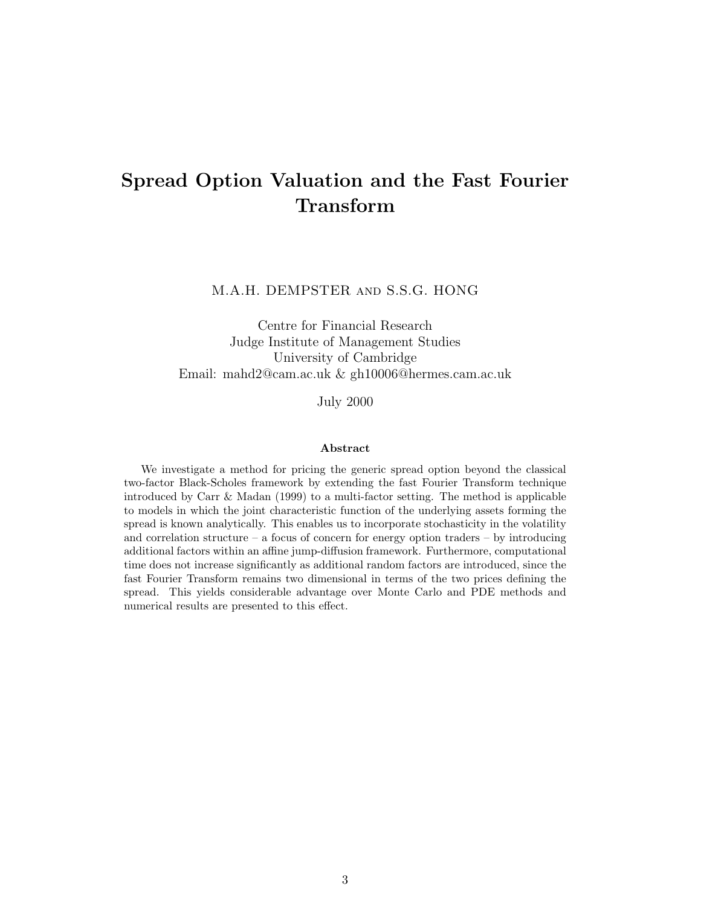# Spread Option Valuation and the Fast Fourier Transform

M.A.H. DEMPSTER AND S.S.G. HONG

Centre for Financial Research
Judge Institute of Management Studies
University of Cambridge
Email: mahd2@cam.ac.uk & gh10006@hermes.cam.ac.uk

July 2000

### Abstract

We investigate a method for pricing the generic spread option beyond the classical two-factor Black-Scholes framework by extending the fast Fourier Transform technique introduced by Carr & Madan (1999) to a multi-factor setting. The method is applicable to models in which the joint characteristic function of the underlying assets forming the spread is known analytically. This enables us to incorporate stochasticity in the volatility and correlation structure – a focus of concern for energy option traders – by introducing additional factors within an affine jump-diffusion framework. Furthermore, computational time does not increase significantly as additional random factors are introduced, since the fast Fourier Transform remains two dimensional in terms of the two prices defining the spread. This yields considerable advantage over Monte Carlo and PDE methods and numerical results are presented to this effect.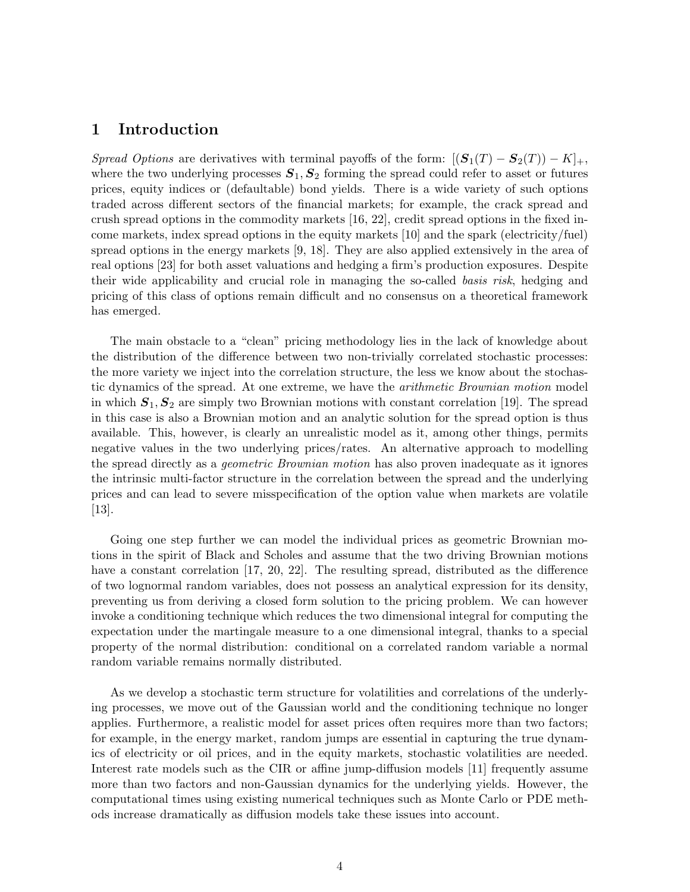# 1 Introduction

*Spread Options* are derivatives with terminal payoffs of the form: $[(\boldsymbol{S}_1(T) - \boldsymbol{S}_2(T)) - K]_+$, where the two underlying processes $\boldsymbol{S}_1, \boldsymbol{S}_2$ forming the spread could refer to asset or futures prices, equity indices or (defaultable) bond yields. There is a wide variety of such options traded across different sectors of the financial markets; for example, the crack spread and crush spread options in the commodity markets [16, 22], credit spread options in the fixed income markets, index spread options in the equity markets [10] and the spark (electricity/fuel) spread options in the energy markets [9, 18]. They are also applied extensively in the area of real options [23] for both asset valuations and hedging a firm's production exposures. Despite their wide applicability and crucial role in managing the so-called *basis risk*, hedging and pricing of this class of options remain difficult and no consensus on a theoretical framework has emerged.

The main obstacle to a "clean" pricing methodology lies in the lack of knowledge about the distribution of the difference between two non-trivially correlated stochastic processes: the more variety we inject into the correlation structure, the less we know about the stochastic dynamics of the spread. At one extreme, we have the *arithmetic Brownian motion* model in which $\boldsymbol{S}_1, \boldsymbol{S}_2$ are simply two Brownian motions with constant correlation [19]. The spread in this case is also a Brownian motion and an analytic solution for the spread option is thus available. This, however, is clearly an unrealistic model as it, among other things, permits negative values in the two underlying prices/rates. An alternative approach to modelling the spread directly as a *geometric Brownian motion* has also proven inadequate as it ignores the intrinsic multi-factor structure in the correlation between the spread and the underlying prices and can lead to severe misspecification of the option value when markets are volatile [13].

Going one step further we can model the individual prices as geometric Brownian motions in the spirit of Black and Scholes and assume that the two driving Brownian motions have a constant correlation [17, 20, 22]. The resulting spread, distributed as the difference of two lognormal random variables, does not possess an analytical expression for its density, preventing us from deriving a closed form solution to the pricing problem. We can however invoke a conditioning technique which reduces the two dimensional integral for computing the expectation under the martingale measure to a one dimensional integral, thanks to a special property of the normal distribution: conditional on a correlated random variable a normal random variable remains normally distributed.

As we develop a stochastic term structure for volatilities and correlations of the underlying processes, we move out of the Gaussian world and the conditioning technique no longer applies. Furthermore, a realistic model for asset prices often requires more than two factors; for example, in the energy market, random jumps are essential in capturing the true dynamics of electricity or oil prices, and in the equity markets, stochastic volatilities are needed. Interest rate models such as the CIR or affine jump-diffusion models [11] frequently assume more than two factors and non-Gaussian dynamics for the underlying yields. However, the computational times using existing numerical techniques such as Monte Carlo or PDE methods increase dramatically as diffusion models take these issues into account.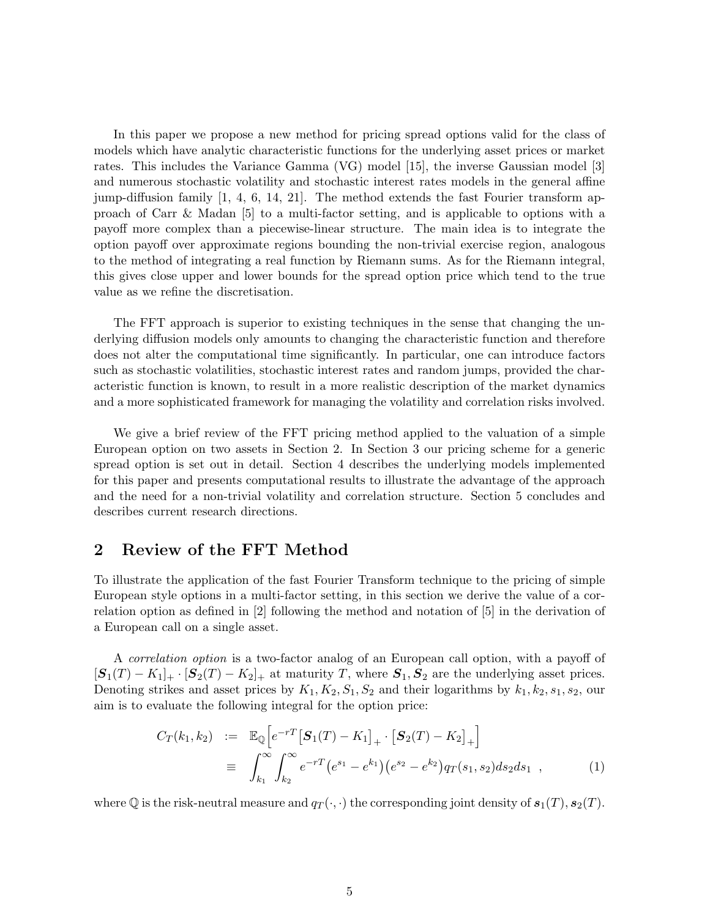In this paper we propose a new method for pricing spread options valid for the class of models which have analytic characteristic functions for the underlying asset prices or market rates. This includes the Variance Gamma (VG) model [15], the inverse Gaussian model [3] and numerous stochastic volatility and stochastic interest rates models in the general affine jump-diffusion family [1, 4, 6, 14, 21]. The method extends the fast Fourier transform approach of Carr & Madan [5] to a multi-factor setting, and is applicable to options with a payoff more complex than a piecewise-linear structure. The main idea is to integrate the option payoff over approximate regions bounding the non-trivial exercise region, analogous to the method of integrating a real function by Riemann sums. As for the Riemann integral, this gives close upper and lower bounds for the spread option price which tend to the true value as we refine the discretisation.

The FFT approach is superior to existing techniques in the sense that changing the underlying diffusion models only amounts to changing the characteristic function and therefore does not alter the computational time significantly. In particular, one can introduce factors such as stochastic volatilities, stochastic interest rates and random jumps, provided the characteristic function is known, to result in a more realistic description of the market dynamics and a more sophisticated framework for managing the volatility and correlation risks involved.

We give a brief review of the FFT pricing method applied to the valuation of a simple European option on two assets in Section 2. In Section 3 our pricing scheme for a generic spread option is set out in detail. Section 4 describes the underlying models implemented for this paper and presents computational results to illustrate the advantage of the approach and the need for a non-trivial volatility and correlation structure. Section 5 concludes and describes current research directions.

## 2 Review of the FFT Method

To illustrate the application of the fast Fourier Transform technique to the pricing of simple European style options in a multi-factor setting, in this section we derive the value of a correlation option as defined in [2] following the method and notation of [5] in the derivation of a European call on a single asset.

A *correlation option* is a two-factor analog of an European call option, with a payoff of $[\boldsymbol{S}_1(T) - K_1]_+ \cdot [\boldsymbol{S}_2(T) - K_2]_+$ at maturity $T$, where $\boldsymbol{S}_1, \boldsymbol{S}_2$ are the underlying asset prices. Denoting strikes and asset prices by $K_1, K_2, S_1, S_2$ and their logarithms by $k_1, k_2, s_1, s_2$, our aim is to evaluate the following integral for the option price:

$$
\begin{aligned}
C_T(k_1, k_2) \; &:= \; \mathbb{E}_{\mathbb{Q}}\Big[e^{-rT}\big[\boldsymbol{S}_1(T) - K_1\big]_+ \cdot \big[\boldsymbol{S}_2(T) - K_2\big]_+\Big] \\
&\equiv \; \int_{k_1}^{\infty}\int_{k_2}^{\infty} e^{-rT}\big(e^{s_1} - e^{k_1}\big)\big(e^{s_2} - e^{k_2}\big) q_T(s_1, s_2) ds_2 ds_1 \;\; , \qquad (1)
\end{aligned}
$$

where $\mathbb{Q}$ is the risk-neutral measure and $q_T(\cdot, \cdot)$ the corresponding joint density of $\boldsymbol{s}_1(T), \boldsymbol{s}_2(T)$.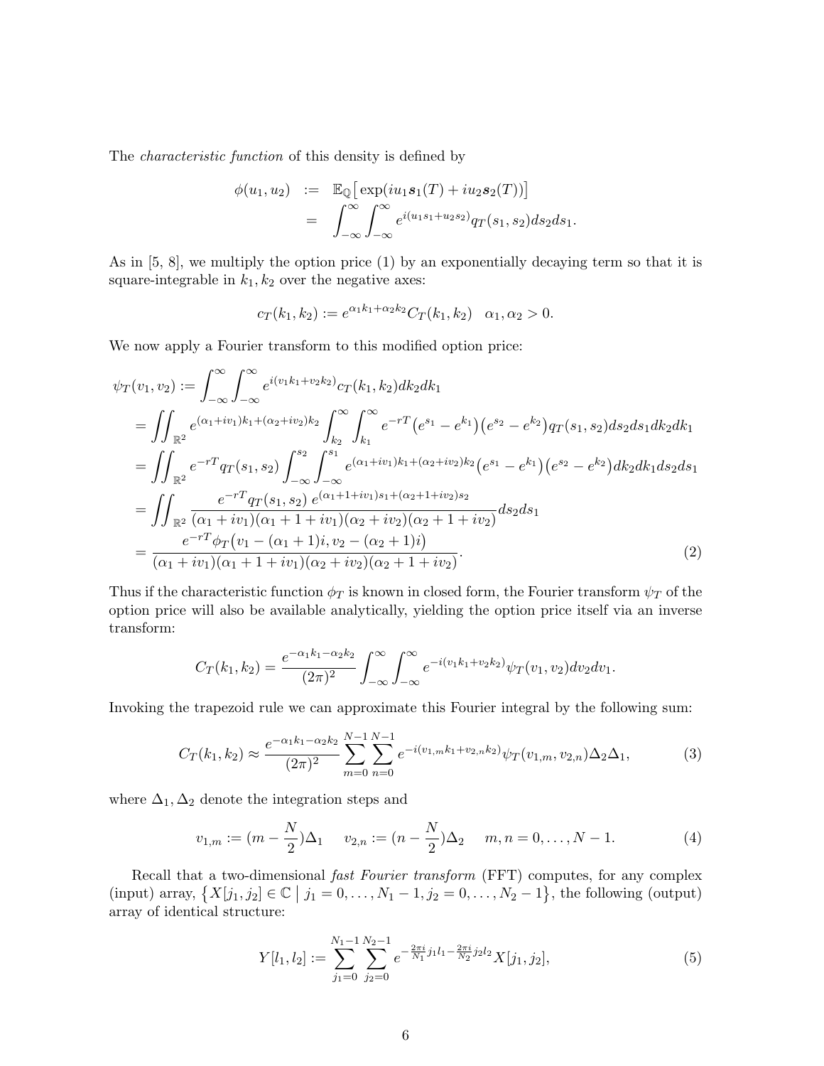The *characteristic function* of this density is defined by

$$
\begin{aligned}
\phi(u_1, u_2) &:= \mathbb{E}_{\mathbb{Q}}\big[\exp(iu_1 \boldsymbol{s}_1(T) + iu_2 \boldsymbol{s}_2(T))\big] \\
&= \int_{-\infty}^{\infty}\int_{-\infty}^{\infty} e^{i(u_1 s_1 + u_2 s_2)} q_T(s_1, s_2) ds_2 ds_1.
\end{aligned}
$$

As in [5, 8], we multiply the option price (1) by an exponentially decaying term so that it is square-integrable in $k_1, k_2$ over the negative axes:

$$
c_T(k_1, k_2) := e^{\alpha_1 k_1 + \alpha_2 k_2} C_T(k_1, k_2) \quad \alpha_1, \alpha_2 > 0.
$$

We now apply a Fourier transform to this modified option price:

$$
\begin{aligned}
\psi_T(v_1, v_2) &:= \int_{-\infty}^{\infty}\int_{-\infty}^{\infty} e^{i(v_1 k_1 + v_2 k_2)} c_T(k_1, k_2) dk_2 dk_1 \\
&= \iint_{\mathbb{R}^2} e^{(\alpha_1 + iv_1)k_1 + (\alpha_2 + iv_2)k_2} \int_{k_2}^{\infty}\int_{k_1}^{\infty} e^{-rT}\big(e^{s_1} - e^{k_1}\big)\big(e^{s_2} - e^{k_2}\big) q_T(s_1, s_2) ds_2 ds_1 dk_2 dk_1 \\
&= \iint_{\mathbb{R}^2} e^{-rT} q_T(s_1, s_2) \int_{-\infty}^{s_2}\int_{-\infty}^{s_1} e^{(\alpha_1 + iv_1)k_1 + (\alpha_2 + iv_2)k_2}\big(e^{s_1} - e^{k_1}\big)\big(e^{s_2} - e^{k_2}\big) dk_2 dk_1 ds_2 ds_1 \\
&= \iint_{\mathbb{R}^2} \frac{e^{-rT} q_T(s_1, s_2)\, e^{(\alpha_1 + 1 + iv_1)s_1 + (\alpha_2 + 1 + iv_2)s_2}}{(\alpha_1 + iv_1)(\alpha_1 + 1 + iv_1)(\alpha_2 + iv_2)(\alpha_2 + 1 + iv_2)} ds_2 ds_1 \\
&= \frac{e^{-rT}\phi_T\big(v_1 - (\alpha_1 + 1)i, v_2 - (\alpha_2 + 1)i\big)}{(\alpha_1 + iv_1)(\alpha_1 + 1 + iv_1)(\alpha_2 + iv_2)(\alpha_2 + 1 + iv_2)}. \qquad (2)
\end{aligned}
$$

Thus if the characteristic function $\phi_T$ is known in closed form, the Fourier transform $\psi_T$ of the option price will also be available analytically, yielding the option price itself via an inverse transform:

$$
C_T(k_1, k_2) = \frac{e^{-\alpha_1 k_1 - \alpha_2 k_2}}{(2\pi)^2} \int_{-\infty}^{\infty}\int_{-\infty}^{\infty} e^{-i(v_1 k_1 + v_2 k_2)} \psi_T(v_1, v_2) dv_2 dv_1.
$$

Invoking the trapezoid rule we can approximate this Fourier integral by the following sum:

$$
C_T(k_1, k_2) \approx \frac{e^{-\alpha_1 k_1 - \alpha_2 k_2}}{(2\pi)^2} \sum_{m=0}^{N-1}\sum_{n=0}^{N-1} e^{-i(v_{1,m} k_1 + v_{2,n} k_2)} \psi_T(v_{1,m}, v_{2,n}) \Delta_2 \Delta_1, \qquad (3)
$$

where $\Delta_1, \Delta_2$ denote the integration steps and

$$
v_{1,m} := (m - \frac{N}{2})\Delta_1 \qquad v_{2,n} := (n - \frac{N}{2})\Delta_2 \qquad m, n = 0, \ldots, N-1. \qquad (4)
$$

Recall that a two-dimensional *fast Fourier transform* (FFT) computes, for any complex (input) array, $\big\{X[j_1, j_2] \in \mathbb{C} \mid j_1 = 0, \ldots, N_1 - 1, j_2 = 0, \ldots, N_2 - 1\big\}$, the following (output) array of identical structure:

$$
Y[l_1, l_2] := \sum_{j_1=0}^{N_1-1}\sum_{j_2=0}^{N_2-1} e^{-\frac{2\pi i}{N_1} j_1 l_1 - \frac{2\pi i}{N_2} j_2 l_2} X[j_1, j_2], \qquad (5)
$$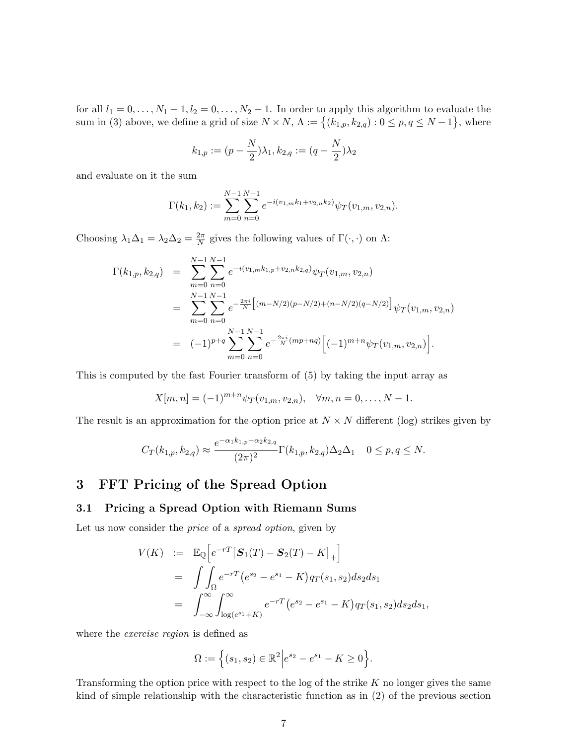for all $l_1 = 0, \ldots, N_1 - 1, l_2 = 0, \ldots, N_2 - 1$. In order to apply this algorithm to evaluate the sum in (3) above, we define a grid of size $N \times N$, $\Lambda := \{(k_{1,p}, k_{2,q}) : 0 \le p, q \le N-1\}$, where

$$k_{1,p} := (p - \frac{N}{2})\lambda_1, k_{2,q} := (q - \frac{N}{2})\lambda_2$$

and evaluate on it the sum

$$\Gamma(k_1, k_2) := \sum_{m=0}^{N-1}\sum_{n=0}^{N-1} e^{-i(v_{1,m}k_1 + v_{2,n}k_2)}\psi_T(v_{1,m}, v_{2,n}).$$

Choosing $\lambda_1 \Delta_1 = \lambda_2 \Delta_2 = \frac{2\pi}{N}$ gives the following values of $\Gamma(\cdot, \cdot)$ on $\Lambda$:

$$\begin{aligned}
\Gamma(k_{1,p}, k_{2,q}) &= \sum_{m=0}^{N-1}\sum_{n=0}^{N-1} e^{-i(v_{1,m}k_{1,p} + v_{2,n}k_{2,q})}\psi_T(v_{1,m}, v_{2,n}) \\
&= \sum_{m=0}^{N-1}\sum_{n=0}^{N-1} e^{-\frac{2\pi i}{N}\left[(m-N/2)(p-N/2)+(n-N/2)(q-N/2)\right]}\psi_T(v_{1,m}, v_{2,n}) \\
&= (-1)^{p+q}\sum_{m=0}^{N-1}\sum_{n=0}^{N-1} e^{-\frac{2\pi i}{N}(mp+nq)}\Big[(-1)^{m+n}\psi_T(v_{1,m}, v_{2,n})\Big].
\end{aligned}$$

This is computed by the fast Fourier transform of (5) by taking the input array as

$$X[m,n] = (-1)^{m+n}\psi_T(v_{1,m}, v_{2,n}), \quad \forall m, n = 0, \ldots, N-1.$$

The result is an approximation for the option price at $N \times N$ different (log) strikes given by

$$C_T(k_{1,p}, k_{2,q}) \approx \frac{e^{-\alpha_1 k_{1,p} - \alpha_2 k_{2,q}}}{(2\pi)^2}\Gamma(k_{1,p}, k_{2,q})\Delta_2\Delta_1 \quad 0 \le p, q \le N.$$

## 3 FFT Pricing of the Spread Option

### 3.1 Pricing a Spread Option with Riemann Sums

Let us now consider the *price* of a *spread option*, given by

$$\begin{aligned}
V(K) &:= \mathbb{E}_{\mathbb{Q}}\Big[e^{-rT}\big[\boldsymbol{S}_1(T) - \boldsymbol{S}_2(T) - K\big]_+\Big] \\
&= \int\int_{\Omega} e^{-rT}\big(e^{s_2} - e^{s_1} - K\big)q_T(s_1, s_2)ds_2ds_1 \\
&= \int_{-\infty}^{\infty}\int_{\log(e^{s_1}+K)}^{\infty} e^{-rT}\big(e^{s_2} - e^{s_1} - K\big)q_T(s_1, s_2)ds_2ds_1,
\end{aligned}$$

where the *exercise region* is defined as

$$\Omega := \Big\{(s_1, s_2) \in \mathbb{R}^2 \Big| e^{s_2} - e^{s_1} - K \ge 0\Big\}.$$

Transforming the option price with respect to the log of the strike $K$ no longer gives the same kind of simple relationship with the characteristic function as in (2) of the previous section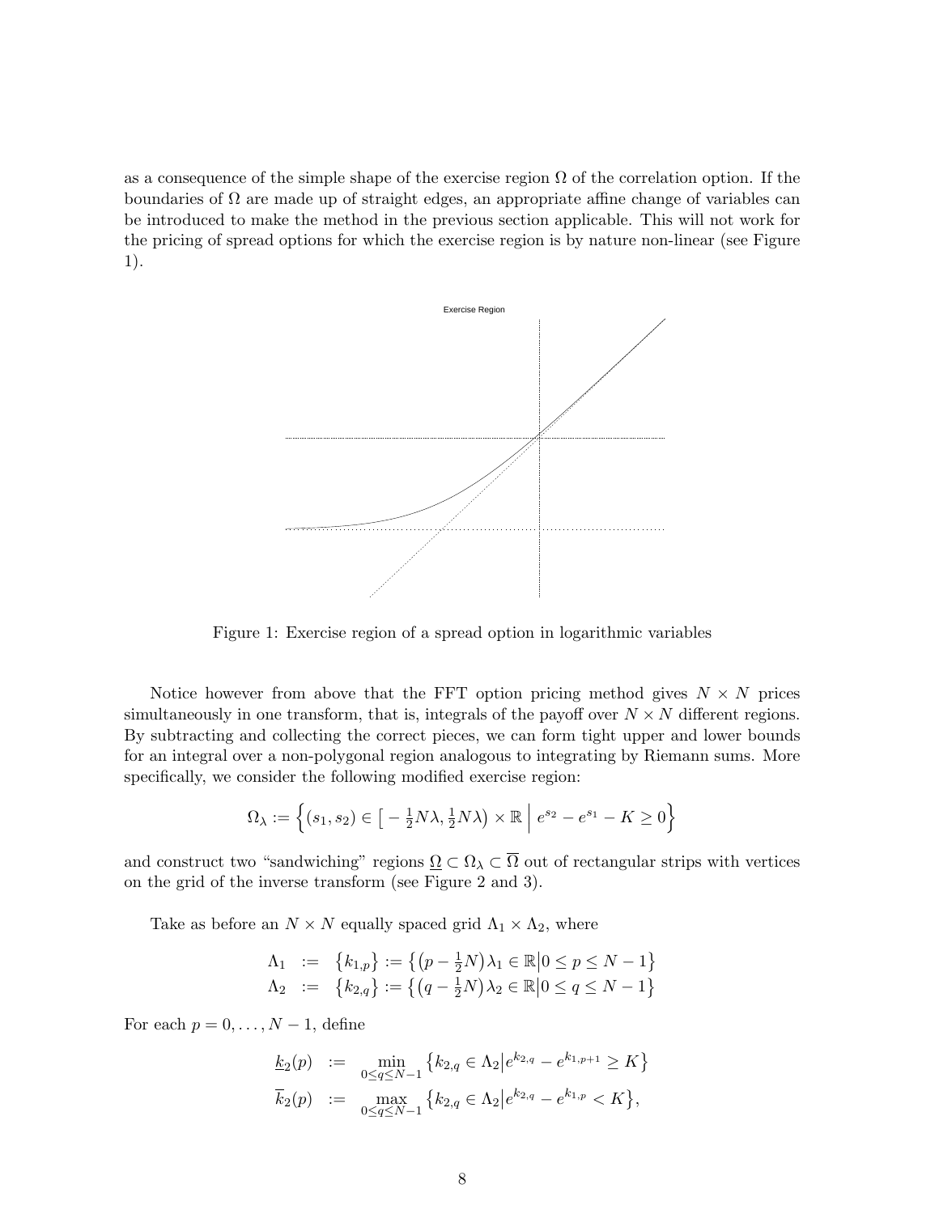as a consequence of the simple shape of the exercise region $\Omega$ of the correlation option. If the boundaries of $\Omega$ are made up of straight edges, an appropriate affine change of variables can be introduced to make the method in the previous section applicable. This will not work for the pricing of spread options for which the exercise region is by nature non-linear (see Figure 1).

Figure 1: Exercise region of a spread option in logarithmic variables

Notice however from above that the FFT option pricing method gives $N \times N$ prices simultaneously in one transform, that is, integrals of the payoff over $N \times N$ different regions. By subtracting and collecting the correct pieces, we can form tight upper and lower bounds for an integral over a non-polygonal region analogous to integrating by Riemann sums. More specifically, we consider the following modified exercise region:

$$\Omega_\lambda := \left\{ (s_1, s_2) \in \left[ -\tfrac{1}{2}N\lambda, \tfrac{1}{2}N\lambda \right) \times \mathbb{R} \;\middle|\; e^{s_2} - e^{s_1} - K \geq 0 \right\}$$

and construct two "sandwiching" regions $\underline{\Omega} \subset \Omega_\lambda \subset \overline{\Omega}$ out of rectangular strips with vertices on the grid of the inverse transform (see Figure 2 and 3).

Take as before an $N \times N$ equally spaced grid $\Lambda_1 \times \Lambda_2$, where

$$\begin{aligned}
\Lambda_1 &:= \left\{ k_{1,p} \right\} := \left\{ \left(p - \tfrac{1}{2}N\right)\lambda_1 \in \mathbb{R} \middle| 0 \leq p \leq N-1 \right\} \\
\Lambda_2 &:= \left\{ k_{2,q} \right\} := \left\{ \left(q - \tfrac{1}{2}N\right)\lambda_2 \in \mathbb{R} \middle| 0 \leq q \leq N-1 \right\}
\end{aligned}$$

For each $p = 0, \ldots, N-1$, define

$$\begin{aligned}
\underline{k}_2(p) &:= \min_{0 \leq q \leq N-1} \left\{ k_{2,q} \in \Lambda_2 \middle| e^{k_{2,q}} - e^{k_{1,p+1}} \geq K \right\} \\
\overline{k}_2(p) &:= \max_{0 \leq q \leq N-1} \left\{ k_{2,q} \in \Lambda_2 \middle| e^{k_{2,q}} - e^{k_{1,p}} < K \right\},
\end{aligned}$$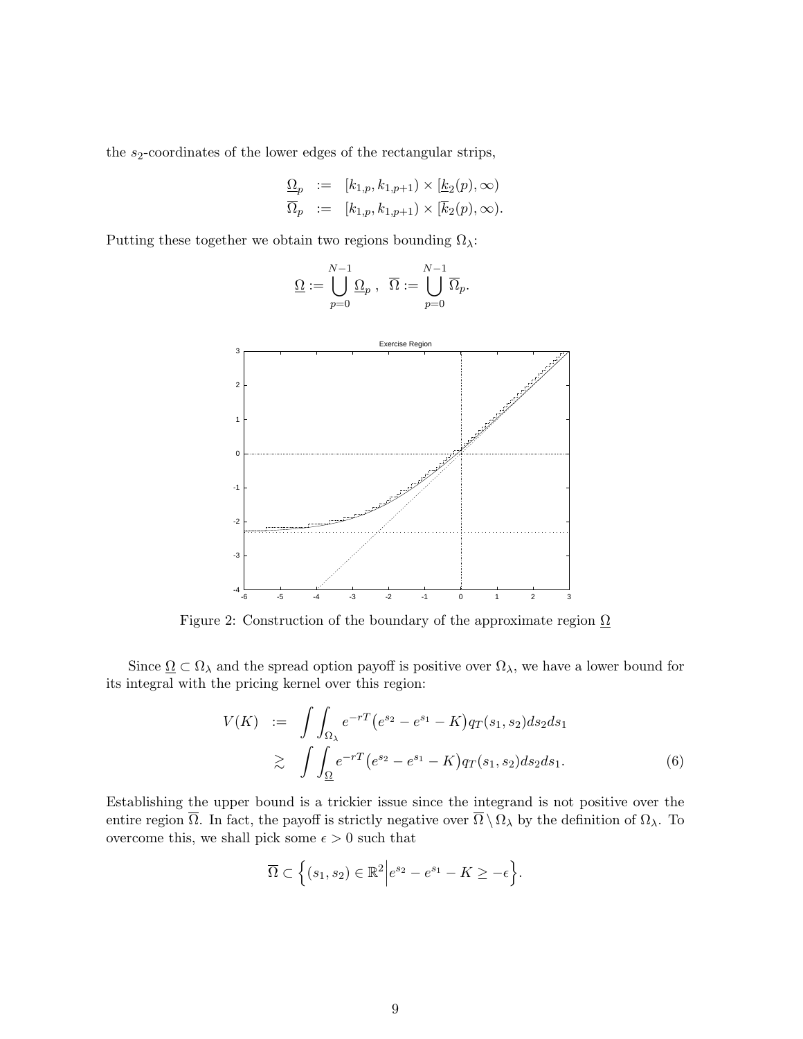the $s_2$-coordinates of the lower edges of the rectangular strips,

$$
\begin{aligned}
\underline{\Omega}_p &:= [k_{1,p}, k_{1,p+1}) \times [\underline{k}_2(p), \infty) \\
\overline{\Omega}_p &:= [k_{1,p}, k_{1,p+1}) \times [\overline{k}_2(p), \infty).
\end{aligned}
$$

Putting these together we obtain two regions bounding $\Omega_\lambda$:

$$
\underline{\Omega} := \bigcup_{p=0}^{N-1} \underline{\Omega}_p \ , \ \ \overline{\Omega} := \bigcup_{p=0}^{N-1} \overline{\Omega}_p.
$$

Figure 2: Construction of the boundary of the approximate region $\underline{\Omega}$

Since $\underline{\Omega} \subset \Omega_\lambda$ and the spread option payoff is positive over $\Omega_\lambda$, we have a lower bound for its integral with the pricing kernel over this region:

$$
\begin{aligned}
V(K) &:= \int\int_{\Omega_\lambda} e^{-rT}\big(e^{s_2} - e^{s_1} - K\big) q_T(s_1, s_2) ds_2 ds_1 \\
&\gtrsim \int\int_{\underline{\Omega}} e^{-rT}\big(e^{s_2} - e^{s_1} - K\big) q_T(s_1, s_2) ds_2 ds_1. \qquad (6)
\end{aligned}
$$

Establishing the upper bound is a trickier issue since the integrand is not positive over the entire region $\overline{\Omega}$. In fact, the payoff is strictly negative over $\overline{\Omega} \setminus \Omega_\lambda$ by the definition of $\Omega_\lambda$. To overcome this, we shall pick some $\epsilon > 0$ such that

$$
\overline{\Omega} \subset \Big\{ (s_1, s_2) \in \mathbb{R}^2 \Big| e^{s_2} - e^{s_1} - K \geq -\epsilon \Big\}.
$$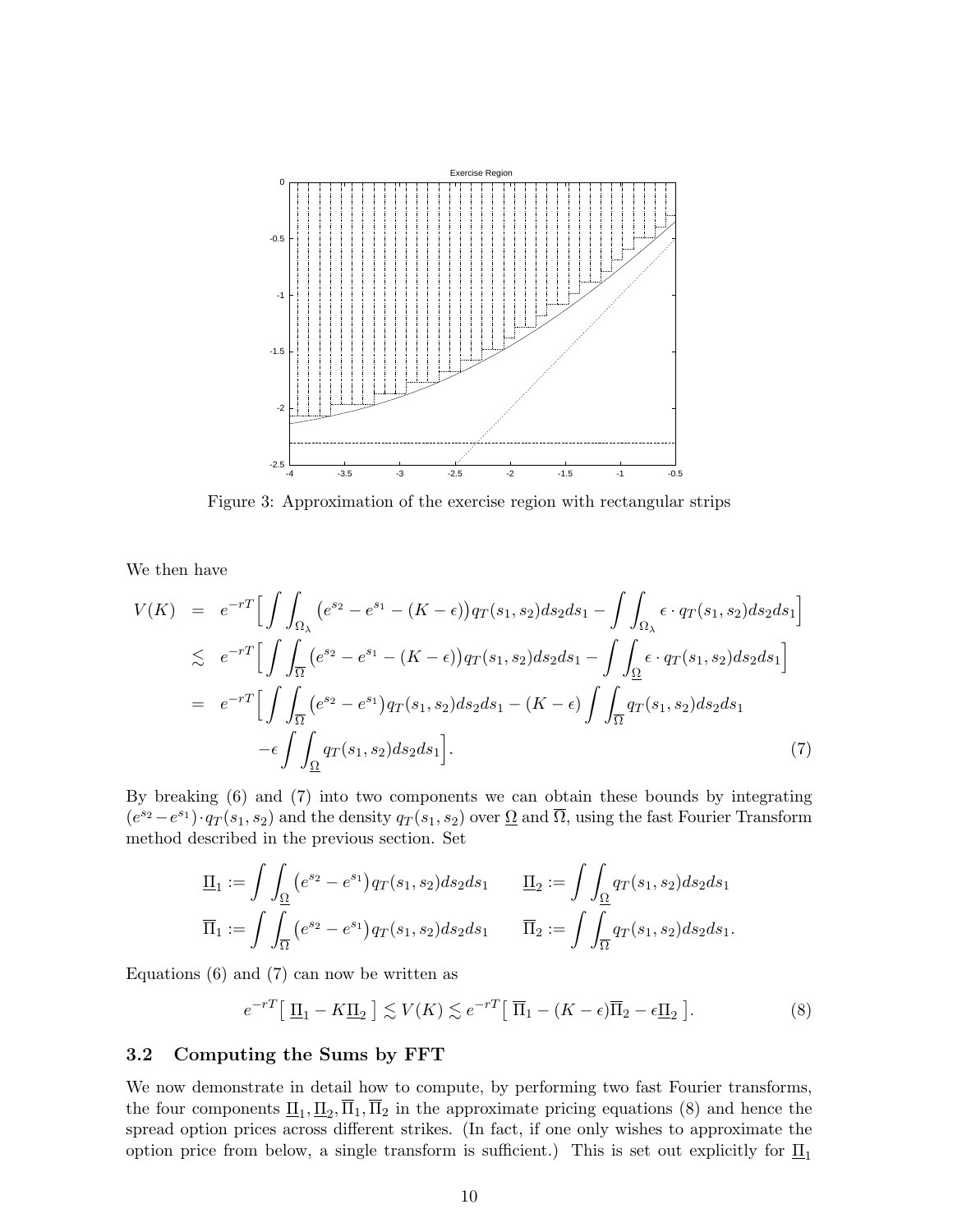Figure 3: Approximation of the exercise region with rectangular strips

We then have

$$
\begin{aligned}
V(K) &= e^{-rT}\Big[\int\int_{\Omega_\lambda}\big(e^{s_2}-e^{s_1}-(K-\epsilon)\big)q_T(s_1,s_2)ds_2ds_1 - \int\int_{\Omega_\lambda}\epsilon\cdot q_T(s_1,s_2)ds_2ds_1\Big] \\
&\lesssim e^{-rT}\Big[\int\int_{\overline{\Omega}}\big(e^{s_2}-e^{s_1}-(K-\epsilon)\big)q_T(s_1,s_2)ds_2ds_1 - \int\int_{\underline{\Omega}}\epsilon\cdot q_T(s_1,s_2)ds_2ds_1\Big] \\
&= e^{-rT}\Big[\int\int_{\overline{\Omega}}\big(e^{s_2}-e^{s_1}\big)q_T(s_1,s_2)ds_2ds_1 - (K-\epsilon)\int\int_{\overline{\Omega}}q_T(s_1,s_2)ds_2ds_1 \\
&\quad -\epsilon\int\int_{\underline{\Omega}}q_T(s_1,s_2)ds_2ds_1\Big]. \qquad (7)
\end{aligned}
$$

By breaking (6) and (7) into two components we can obtain these bounds by integrating $(e^{s_2}-e^{s_1})\cdot q_T(s_1,s_2)$ and the density $q_T(s_1,s_2)$ over $\underline{\Omega}$ and $\overline{\Omega}$, using the fast Fourier Transform method described in the previous section. Set

$$
\underline{\Pi}_1 := \int\int_{\underline{\Omega}}\big(e^{s_2}-e^{s_1}\big)q_T(s_1,s_2)ds_2ds_1 \qquad \underline{\Pi}_2 := \int\int_{\underline{\Omega}}q_T(s_1,s_2)ds_2ds_1
$$

$$
\overline{\Pi}_1 := \int\int_{\overline{\Omega}}\big(e^{s_2}-e^{s_1}\big)q_T(s_1,s_2)ds_2ds_1 \qquad \overline{\Pi}_2 := \int\int_{\overline{\Omega}}q_T(s_1,s_2)ds_2ds_1.
$$

Equations (6) and (7) can now be written as

$$
e^{-rT}\big[\,\underline{\Pi}_1 - K\underline{\Pi}_2\,\big] \lesssim V(K) \lesssim e^{-rT}\big[\,\overline{\Pi}_1 - (K-\epsilon)\overline{\Pi}_2 - \epsilon\underline{\Pi}_2\,\big]. \qquad (8)
$$

### 3.2 Computing the Sums by FFT

We now demonstrate in detail how to compute, by performing two fast Fourier transforms, the four components $\underline{\Pi}_1, \underline{\Pi}_2, \overline{\Pi}_1, \overline{\Pi}_2$ in the approximate pricing equations (8) and hence the spread option prices across different strikes. (In fact, if one only wishes to approximate the option price from below, a single transform is sufficient.) This is set out explicitly for $\underline{\Pi}_1$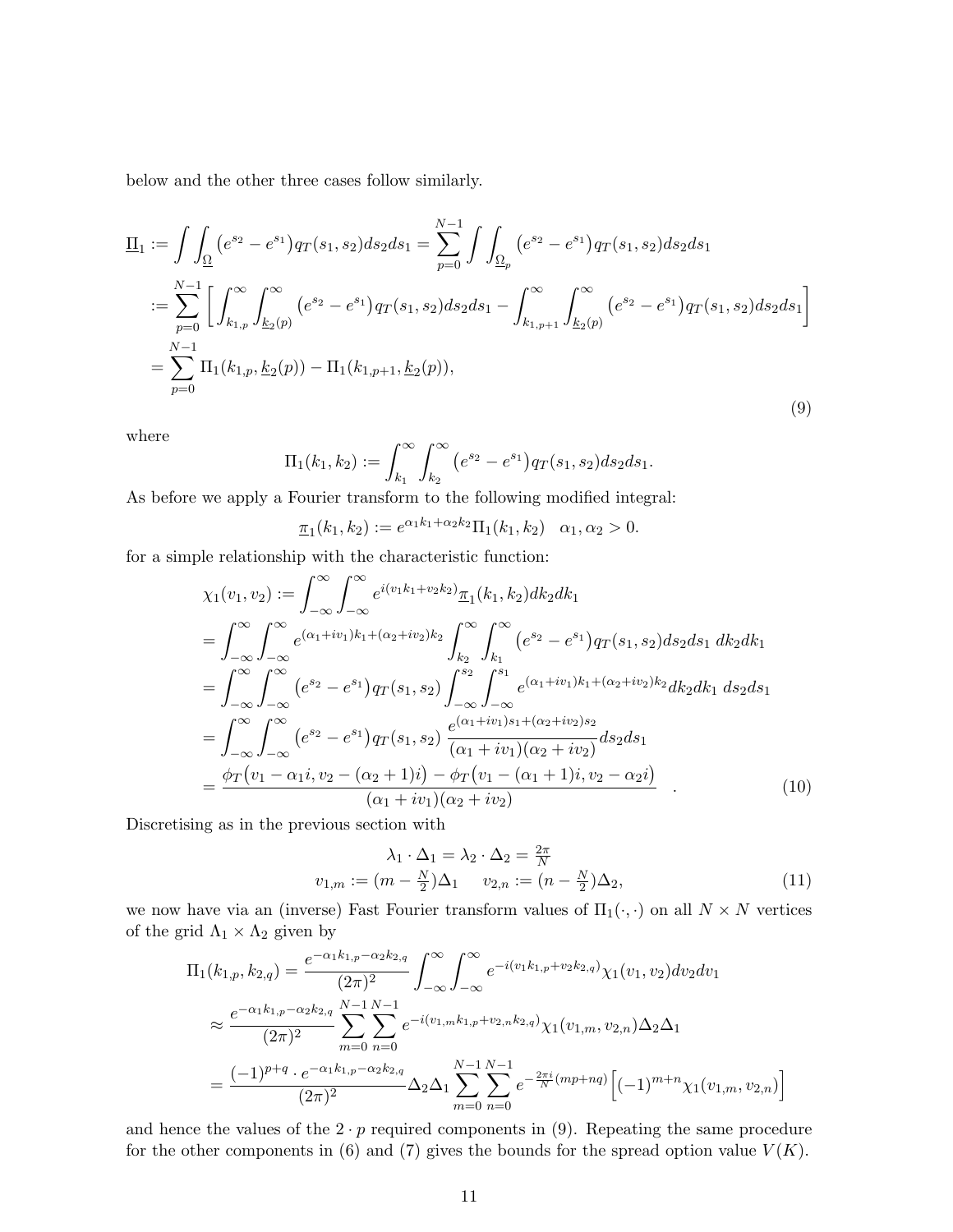below and the other three cases follow similarly.

$$
\begin{aligned}
\underline{\Pi}_1 &:= \int\int_{\underline{\Omega}} \big(e^{s_2} - e^{s_1}\big) q_T(s_1,s_2) ds_2 ds_1 = \sum_{p=0}^{N-1} \int\int_{\underline{\Omega}_p} \big(e^{s_2} - e^{s_1}\big) q_T(s_1,s_2) ds_2 ds_1 \\
&:= \sum_{p=0}^{N-1} \Big[ \int_{k_{1,p}}^{\infty} \int_{\underline{k}_2(p)}^{\infty} \big(e^{s_2} - e^{s_1}\big) q_T(s_1,s_2) ds_2 ds_1 - \int_{k_{1,p+1}}^{\infty} \int_{\underline{k}_2(p)}^{\infty} \big(e^{s_2} - e^{s_1}\big) q_T(s_1,s_2) ds_2 ds_1 \Big] \\
&= \sum_{p=0}^{N-1} \Pi_1(k_{1,p}, \underline{k}_2(p)) - \Pi_1(k_{1,p+1}, \underline{k}_2(p)),
\end{aligned}
\tag{9}
$$

where

$$
\Pi_1(k_1,k_2) := \int_{k_1}^{\infty} \int_{k_2}^{\infty} \big(e^{s_2} - e^{s_1}\big) q_T(s_1,s_2) ds_2 ds_1.
$$

As before we apply a Fourier transform to the following modified integral:

$$
\underline{\pi}_1(k_1,k_2) := e^{\alpha_1 k_1 + \alpha_2 k_2} \Pi_1(k_1,k_2) \quad \alpha_1, \alpha_2 > 0.
$$

for a simple relationship with the characteristic function:

$$
\begin{aligned}
\chi_1(v_1,v_2) &:= \int_{-\infty}^{\infty} \int_{-\infty}^{\infty} e^{i(v_1 k_1 + v_2 k_2)} \underline{\pi}_1(k_1,k_2) dk_2 dk_1 \\
&= \int_{-\infty}^{\infty} \int_{-\infty}^{\infty} e^{(\alpha_1 + i v_1) k_1 + (\alpha_2 + i v_2) k_2} \int_{k_2}^{\infty} \int_{k_1}^{\infty} \big(e^{s_2} - e^{s_1}\big) q_T(s_1,s_2) ds_2 ds_1 \; dk_2 dk_1 \\
&= \int_{-\infty}^{\infty} \int_{-\infty}^{\infty} \big(e^{s_2} - e^{s_1}\big) q_T(s_1,s_2) \int_{-\infty}^{s_2} \int_{-\infty}^{s_1} e^{(\alpha_1 + i v_1) k_1 + (\alpha_2 + i v_2) k_2} dk_2 dk_1 \; ds_2 ds_1 \\
&= \int_{-\infty}^{\infty} \int_{-\infty}^{\infty} \big(e^{s_2} - e^{s_1}\big) q_T(s_1,s_2) \, \frac{e^{(\alpha_1 + i v_1) s_1 + (\alpha_2 + i v_2) s_2}}{(\alpha_1 + i v_1)(\alpha_2 + i v_2)} ds_2 ds_1 \\
&= \frac{\phi_T\big(v_1 - \alpha_1 i, v_2 - (\alpha_2 + 1) i\big) - \phi_T\big(v_1 - (\alpha_1 + 1) i, v_2 - \alpha_2 i\big)}{(\alpha_1 + i v_1)(\alpha_2 + i v_2)} \quad .
\end{aligned}
\tag{10}
$$

Discretising as in the previous section with

$$
\begin{aligned}
\lambda_1 \cdot \Delta_1 = \lambda_2 \cdot \Delta_2 &= \tfrac{2\pi}{N} \\
v_{1,m} := (m - \tfrac{N}{2}) \Delta_1 \quad & \quad v_{2,n} := (n - \tfrac{N}{2}) \Delta_2,
\end{aligned}
\tag{11}
$$

we now have via an (inverse) Fast Fourier transform values of $\Pi_1(\cdot,\cdot)$ on all $N \times N$ vertices of the grid $\Lambda_1 \times \Lambda_2$ given by

$$
\begin{aligned}
\Pi_1(k_{1,p}, k_{2,q}) &= \frac{e^{-\alpha_1 k_{1,p} - \alpha_2 k_{2,q}}}{(2\pi)^2} \int_{-\infty}^{\infty} \int_{-\infty}^{\infty} e^{-i(v_1 k_{1,p} + v_2 k_{2,q})} \chi_1(v_1,v_2) dv_2 dv_1 \\
&\approx \frac{e^{-\alpha_1 k_{1,p} - \alpha_2 k_{2,q}}}{(2\pi)^2} \sum_{m=0}^{N-1} \sum_{n=0}^{N-1} e^{-i(v_{1,m} k_{1,p} + v_{2,n} k_{2,q})} \chi_1(v_{1,m}, v_{2,n}) \Delta_2 \Delta_1 \\
&= \frac{(-1)^{p+q} \cdot e^{-\alpha_1 k_{1,p} - \alpha_2 k_{2,q}}}{(2\pi)^2} \Delta_2 \Delta_1 \sum_{m=0}^{N-1} \sum_{n=0}^{N-1} e^{-\frac{2\pi i}{N}(mp + nq)} \Big[ (-1)^{m+n} \chi_1(v_{1,m}, v_{2,n}) \Big]
\end{aligned}
$$

and hence the values of the $2 \cdot p$ required components in (9). Repeating the same procedure for the other components in (6) and (7) gives the bounds for the spread option value $V(K)$.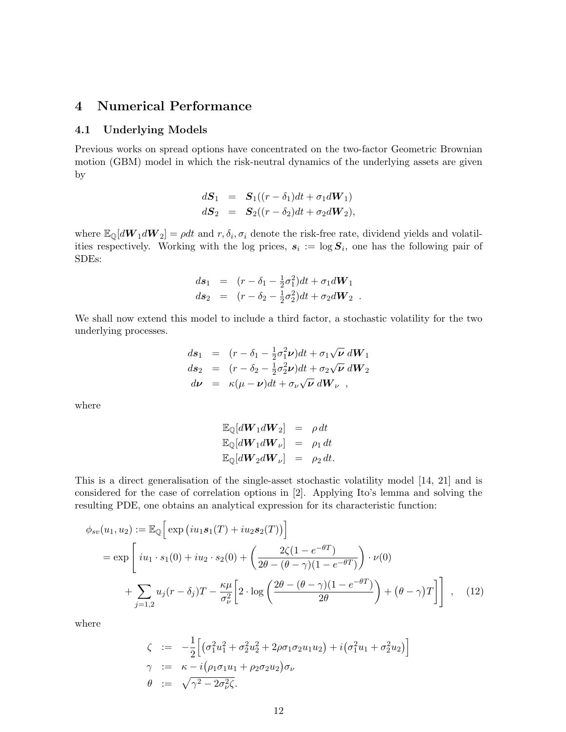# 4 Numerical Performance

## 4.1 Underlying Models

Previous works on spread options have concentrated on the two-factor Geometric Brownian motion (GBM) model in which the risk-neutral dynamics of the underlying assets are given by

$$
\begin{aligned}
d\boldsymbol{S}_1 &= \boldsymbol{S}_1((r-\delta_1)dt + \sigma_1 d\boldsymbol{W}_1) \\
d\boldsymbol{S}_2 &= \boldsymbol{S}_2((r-\delta_2)dt + \sigma_2 d\boldsymbol{W}_2),
\end{aligned}
$$

where $\mathbb{E}_{\mathbb{Q}}[d\boldsymbol{W}_1 d\boldsymbol{W}_2] = \rho dt$ and $r, \delta_i, \sigma_i$ denote the risk-free rate, dividend yields and volatilities respectively. Working with the log prices, $\boldsymbol{s}_i := \log \boldsymbol{S}_i$, one has the following pair of SDEs:

$$
\begin{aligned}
d\boldsymbol{s}_1 &= (r-\delta_1-\tfrac{1}{2}\sigma_1^2)dt + \sigma_1 d\boldsymbol{W}_1 \\
d\boldsymbol{s}_2 &= (r-\delta_2-\tfrac{1}{2}\sigma_2^2)dt + \sigma_2 d\boldsymbol{W}_2 \ .
\end{aligned}
$$

We shall now extend this model to include a third factor, a stochastic volatility for the two underlying processes.

$$
\begin{aligned}
d\boldsymbol{s}_1 &= (r-\delta_1-\tfrac{1}{2}\sigma_1^2\boldsymbol{\nu})dt + \sigma_1\sqrt{\boldsymbol{\nu}}\ d\boldsymbol{W}_1 \\
d\boldsymbol{s}_2 &= (r-\delta_2-\tfrac{1}{2}\sigma_2^2\boldsymbol{\nu})dt + \sigma_2\sqrt{\boldsymbol{\nu}}\ d\boldsymbol{W}_2 \\
d\boldsymbol{\nu} &= \kappa(\mu-\boldsymbol{\nu})dt + \sigma_\nu\sqrt{\boldsymbol{\nu}}\ d\boldsymbol{W}_\nu \ ,
\end{aligned}
$$

where

$$
\begin{aligned}
\mathbb{E}_{\mathbb{Q}}[d\boldsymbol{W}_1 d\boldsymbol{W}_2] &= \rho\, dt \\
\mathbb{E}_{\mathbb{Q}}[d\boldsymbol{W}_1 d\boldsymbol{W}_\nu] &= \rho_1\, dt \\
\mathbb{E}_{\mathbb{Q}}[d\boldsymbol{W}_2 d\boldsymbol{W}_\nu] &= \rho_2\, dt.
\end{aligned}
$$

This is a direct generalisation of the single-asset stochastic volatility model [14, 21] and is considered for the case of correlation options in [2]. Applying Ito's lemma and solving the resulting PDE, one obtains an analytical expression for its characteristic function:

$$
\begin{aligned}
\phi_{sv}(u_1,u_2) &:= \mathbb{E}_{\mathbb{Q}}\Big[\exp\big(iu_1\boldsymbol{s}_1(T) + iu_2\boldsymbol{s}_2(T)\big)\Big] \\
&= \exp\Bigg[\ iu_1\cdot s_1(0) + iu_2\cdot s_2(0) + \left(\frac{2\zeta(1-e^{-\theta T})}{2\theta-(\theta-\gamma)(1-e^{-\theta T})}\right)\cdot\nu(0) \\
&\quad + \sum_{j=1,2} u_j(r-\delta_j)T - \frac{\kappa\mu}{\sigma_\nu^2}\Bigg[2\cdot\log\left(\frac{2\theta-(\theta-\gamma)(1-e^{-\theta T})}{2\theta}\right) + (\theta-\gamma)T\Bigg]\Bigg] \ , \qquad (12)
\end{aligned}
$$

where

$$
\begin{aligned}
\zeta &:= -\frac{1}{2}\Big[\big(\sigma_1^2u_1^2 + \sigma_2^2u_2^2 + 2\rho\sigma_1\sigma_2u_1u_2\big) + i\big(\sigma_1^2u_1 + \sigma_2^2u_2\big)\Big] \\
\gamma &:= \kappa - i\big(\rho_1\sigma_1u_1 + \rho_2\sigma_2u_2\big)\sigma_\nu \\
\theta &:= \sqrt{\gamma^2 - 2\sigma_\nu^2\zeta}.
\end{aligned}
$$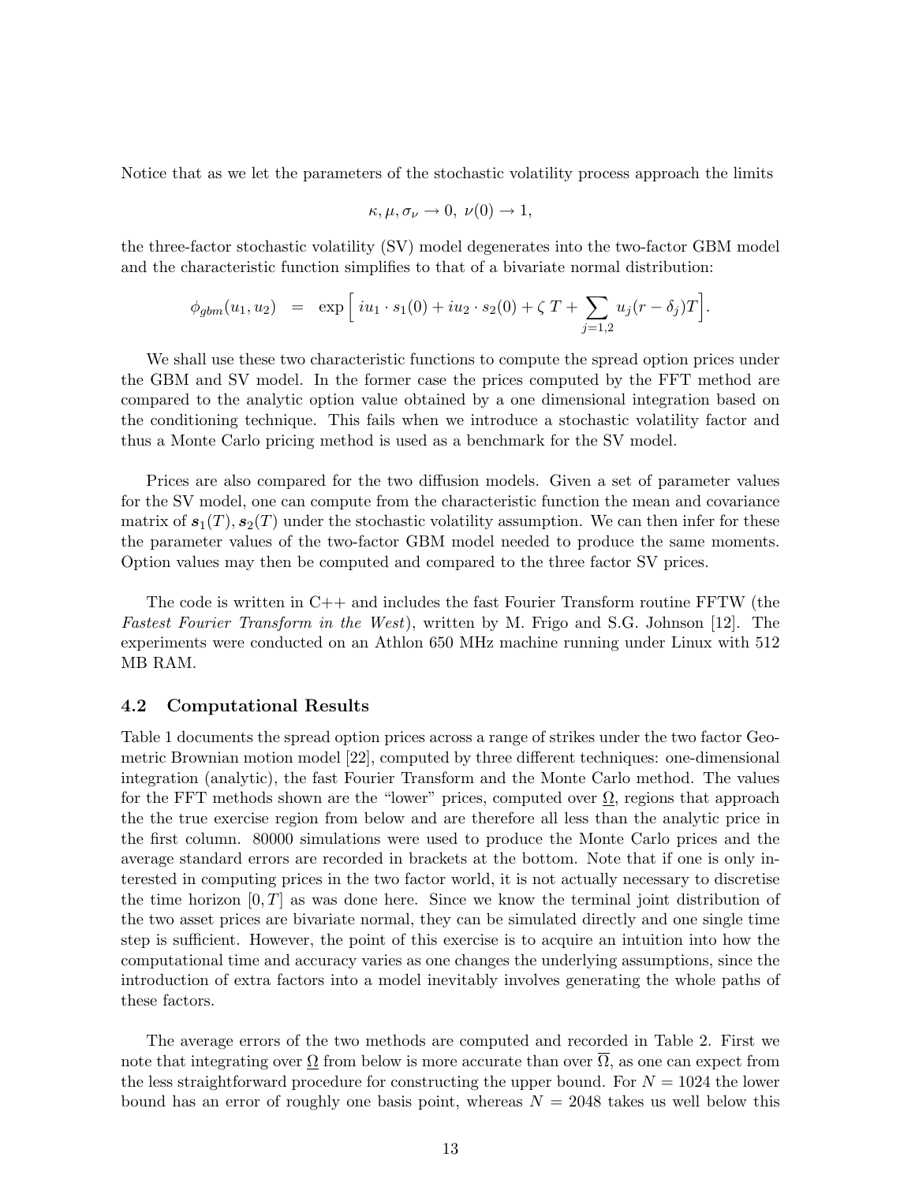Notice that as we let the parameters of the stochastic volatility process approach the limits

$$\kappa, \mu, \sigma_\nu \to 0, \ \nu(0) \to 1,$$

the three-factor stochastic volatility (SV) model degenerates into the two-factor GBM model and the characteristic function simplifies to that of a bivariate normal distribution:

$$\phi_{gbm}(u_1, u_2) \quad = \quad \exp\Big[\, iu_1 \cdot s_1(0) + iu_2 \cdot s_2(0) + \zeta\, T + \sum_{j=1,2} u_j(r - \delta_j)T\Big].$$

We shall use these two characteristic functions to compute the spread option prices under the GBM and SV model. In the former case the prices computed by the FFT method are compared to the analytic option value obtained by a one dimensional integration based on the conditioning technique. This fails when we introduce a stochastic volatility factor and thus a Monte Carlo pricing method is used as a benchmark for the SV model.

Prices are also compared for the two diffusion models. Given a set of parameter values for the SV model, one can compute from the characteristic function the mean and covariance matrix of $\boldsymbol{s}_1(T), \boldsymbol{s}_2(T)$ under the stochastic volatility assumption. We can then infer for these the parameter values of the two-factor GBM model needed to produce the same moments. Option values may then be computed and compared to the three factor SV prices.

The code is written in C++ and includes the fast Fourier Transform routine FFTW (the *Fastest Fourier Transform in the West*), written by M. Frigo and S.G. Johnson [12]. The experiments were conducted on an Athlon 650 MHz machine running under Linux with 512 MB RAM.

### 4.2 Computational Results

Table 1 documents the spread option prices across a range of strikes under the two factor Geometric Brownian motion model [22], computed by three different techniques: one-dimensional integration (analytic), the fast Fourier Transform and the Monte Carlo method. The values for the FFT methods shown are the "lower" prices, computed over $\underline{\Omega}$, regions that approach the the true exercise region from below and are therefore all less than the analytic price in the first column. 80000 simulations were used to produce the Monte Carlo prices and the average standard errors are recorded in brackets at the bottom. Note that if one is only interested in computing prices in the two factor world, it is not actually necessary to discretise the time horizon $[0, T]$ as was done here. Since we know the terminal joint distribution of the two asset prices are bivariate normal, they can be simulated directly and one single time step is sufficient. However, the point of this exercise is to acquire an intuition into how the computational time and accuracy varies as one changes the underlying assumptions, since the introduction of extra factors into a model inevitably involves generating the whole paths of these factors.

The average errors of the two methods are computed and recorded in Table 2. First we note that integrating over $\underline{\Omega}$ from below is more accurate than over $\overline{\Omega}$, as one can expect from the less straightforward procedure for constructing the upper bound. For $N = 1024$ the lower bound has an error of roughly one basis point, whereas $N = 2048$ takes us well below this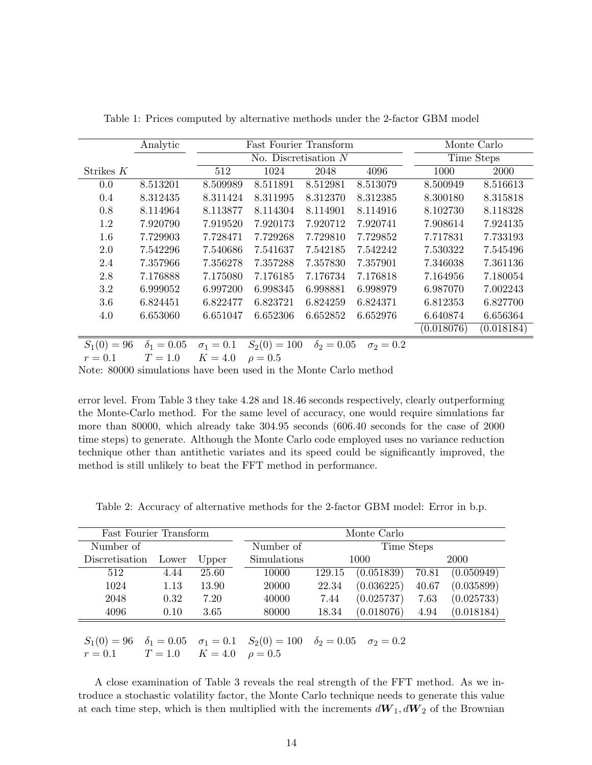Table 1: Prices computed by alternative methods under the 2-factor GBM model

| | Analytic | Fast Fourier Transform | | | | Monte Carlo | |
|---|---|---|---|---|---|---|---|
| | | No. Discretisation $N$ | | | | Time Steps | |
| Strikes $K$ | | 512 | 1024 | 2048 | 4096 | 1000 | 2000 |
| 0.0 | 8.513201 | 8.509989 | 8.511891 | 8.512981 | 8.513079 | 8.500949 | 8.516613 |
| 0.4 | 8.312435 | 8.311424 | 8.311995 | 8.312370 | 8.312385 | 8.300180 | 8.315818 |
| 0.8 | 8.114964 | 8.113877 | 8.114304 | 8.114901 | 8.114916 | 8.102730 | 8.118328 |
| 1.2 | 7.920790 | 7.919520 | 7.920173 | 7.920712 | 7.920741 | 7.908614 | 7.924135 |
| 1.6 | 7.729903 | 7.728471 | 7.729268 | 7.729810 | 7.729852 | 7.717831 | 7.733193 |
| 2.0 | 7.542296 | 7.540686 | 7.541637 | 7.542185 | 7.542242 | 7.530322 | 7.545496 |
| 2.4 | 7.357966 | 7.356278 | 7.357288 | 7.357830 | 7.357901 | 7.346038 | 7.361136 |
| 2.8 | 7.176888 | 7.175080 | 7.176185 | 7.176734 | 7.176818 | 7.164956 | 7.180054 |
| 3.2 | 6.999052 | 6.997200 | 6.998345 | 6.998881 | 6.998979 | 6.987070 | 7.002243 |
| 3.6 | 6.824451 | 6.822477 | 6.823721 | 6.824259 | 6.824371 | 6.812353 | 6.827700 |
| 4.0 | 6.653060 | 6.651047 | 6.652306 | 6.652852 | 6.652976 | 6.640874 | 6.656364 |
| | | | | | | (0.018076) | (0.018184) |

$S_1(0) = 96$ $\delta_1 = 0.05$ $\sigma_1 = 0.1$ $S_2(0) = 100$ $\delta_2 = 0.05$ $\sigma_2 = 0.2$
$r = 0.1$ $T = 1.0$ $K = 4.0$ $\rho = 0.5$
Note: 80000 simulations have been used in the Monte Carlo method

error level. From Table 3 they take 4.28 and 18.46 seconds respectively, clearly outperforming the Monte-Carlo method. For the same level of accuracy, one would require simulations far more than 80000, which already take 304.95 seconds (606.40 seconds for the case of 2000 time steps) to generate. Although the Monte Carlo code employed uses no variance reduction technique other than antithetic variates and its speed could be significantly improved, the method is still unlikely to beat the FFT method in performance.

Table 2: Accuracy of alternative methods for the 2-factor GBM model: Error in b.p.

| Fast Fourier Transform | | | Monte Carlo | | | | |
|---|---|---|---|---|---|---|---|
| Number of | | | Number of | Time Steps | | | |
| Discretisation | Lower | Upper | Simulations | 1000 | | 2000 | |
| 512 | 4.44 | 25.60 | 10000 | 129.15 | (0.051839) | 70.81 | (0.050949) |
| 1024 | 1.13 | 13.90 | 20000 | 22.34 | (0.036225) | 40.67 | (0.035899) |
| 2048 | 0.32 | 7.20 | 40000 | 7.44 | (0.025737) | 7.63 | (0.025733) |
| 4096 | 0.10 | 3.65 | 80000 | 18.34 | (0.018076) | 4.94 | (0.018184) |

$S_1(0) = 96$ $\delta_1 = 0.05$ $\sigma_1 = 0.1$ $S_2(0) = 100$ $\delta_2 = 0.05$ $\sigma_2 = 0.2$
$r = 0.1$ $T = 1.0$ $K = 4.0$ $\rho = 0.5$

A close examination of Table 3 reveals the real strength of the FFT method. As we introduce a stochastic volatility factor, the Monte Carlo technique needs to generate this value at each time step, which is then multiplied with the increments $d\boldsymbol{W}_1, d\boldsymbol{W}_2$ of the Brownian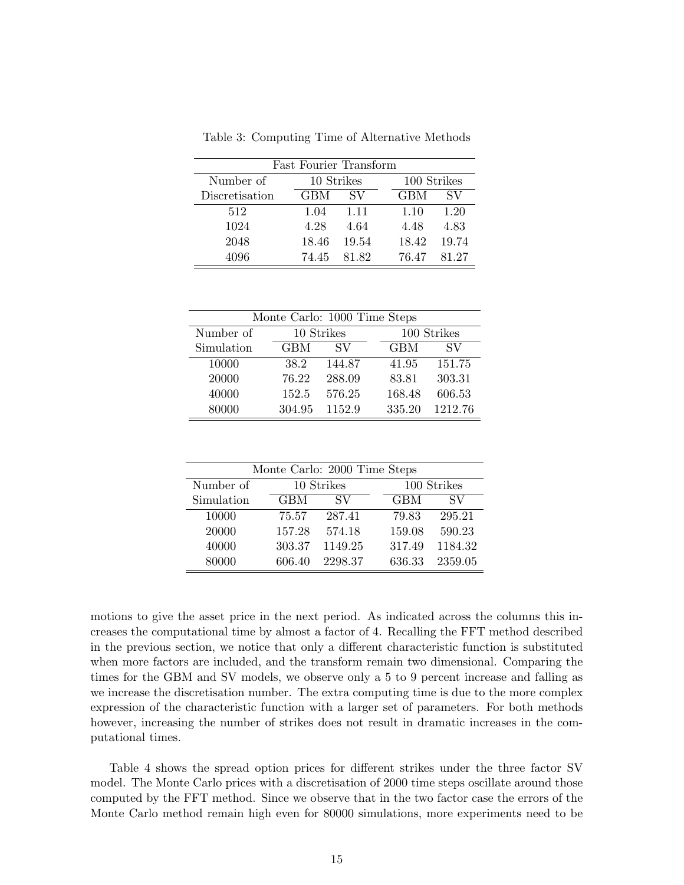Table 3: Computing Time of Alternative Methods

| Fast Fourier Transform | | | | |
|---|---|---|---|---|
| Number of | 10 Strikes | | 100 Strikes | |
| Discretisation | GBM | SV | GBM | SV |
| 512 | 1.04 | 1.11 | 1.10 | 1.20 |
| 1024 | 4.28 | 4.64 | 4.48 | 4.83 |
| 2048 | 18.46 | 19.54 | 18.42 | 19.74 |
| 4096 | 74.45 | 81.82 | 76.47 | 81.27 |

| Monte Carlo: 1000 Time Steps | | | | |
|---|---|---|---|---|
| Number of | 10 Strikes | | 100 Strikes | |
| Simulation | GBM | SV | GBM | SV |
| 10000 | 38.2 | 144.87 | 41.95 | 151.75 |
| 20000 | 76.22 | 288.09 | 83.81 | 303.31 |
| 40000 | 152.5 | 576.25 | 168.48 | 606.53 |
| 80000 | 304.95 | 1152.9 | 335.20 | 1212.76 |

| Monte Carlo: 2000 Time Steps | | | | |
|---|---|---|---|---|
| Number of | 10 Strikes | | 100 Strikes | |
| Simulation | GBM | SV | GBM | SV |
| 10000 | 75.57 | 287.41 | 79.83 | 295.21 |
| 20000 | 157.28 | 574.18 | 159.08 | 590.23 |
| 40000 | 303.37 | 1149.25 | 317.49 | 1184.32 |
| 80000 | 606.40 | 2298.37 | 636.33 | 2359.05 |

motions to give the asset price in the next period. As indicated across the columns this increases the computational time by almost a factor of 4. Recalling the FFT method described in the previous section, we notice that only a different characteristic function is substituted when more factors are included, and the transform remain two dimensional. Comparing the times for the GBM and SV models, we observe only a 5 to 9 percent increase and falling as we increase the discretisation number. The extra computing time is due to the more complex expression of the characteristic function with a larger set of parameters. For both methods however, increasing the number of strikes does not result in dramatic increases in the computational times.

Table 4 shows the spread option prices for different strikes under the three factor SV model. The Monte Carlo prices with a discretisation of 2000 time steps oscillate around those computed by the FFT method. Since we observe that in the two factor case the errors of the Monte Carlo method remain high even for 80000 simulations, more experiments need to be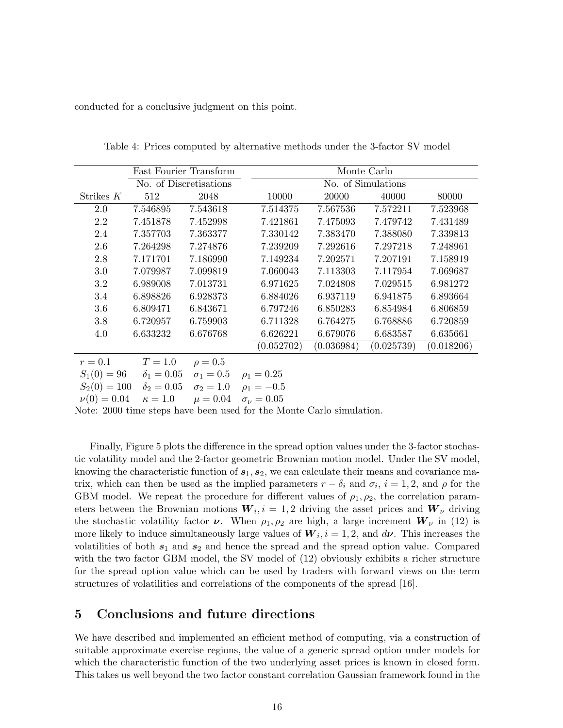conducted for a conclusive judgment on this point.

Table 4: Prices computed by alternative methods under the 3-factor SV model

| | Fast Fourier Transform | | Monte Carlo | | | |
|---|---|---|---|---|---|---|
| | No. of Discretisations | | No. of Simulations | | | |
| Strikes $K$ | 512 | 2048 | 10000 | 20000 | 40000 | 80000 |
| 2.0 | 7.546895 | 7.543618 | 7.514375 | 7.567536 | 7.572211 | 7.523968 |
| 2.2 | 7.451878 | 7.452998 | 7.421861 | 7.475093 | 7.479742 | 7.431489 |
| 2.4 | 7.357703 | 7.363377 | 7.330142 | 7.383470 | 7.388080 | 7.339813 |
| 2.6 | 7.264298 | 7.274876 | 7.239209 | 7.292616 | 7.297218 | 7.248961 |
| 2.8 | 7.171701 | 7.186990 | 7.149234 | 7.202571 | 7.207191 | 7.158919 |
| 3.0 | 7.079987 | 7.099819 | 7.060043 | 7.113303 | 7.117954 | 7.069687 |
| 3.2 | 6.989008 | 7.013731 | 6.971625 | 7.024808 | 7.029515 | 6.981272 |
| 3.4 | 6.898826 | 6.928373 | 6.884026 | 6.937119 | 6.941875 | 6.893664 |
| 3.6 | 6.809471 | 6.843671 | 6.797246 | 6.850283 | 6.854984 | 6.806859 |
| 3.8 | 6.720957 | 6.759903 | 6.711328 | 6.764275 | 6.768886 | 6.720859 |
| 4.0 | 6.633232 | 6.676768 | 6.626221 | 6.679076 | 6.683587 | 6.635661 |
| | | | (0.052702) | (0.036984) | (0.025739) | (0.018206) |

$r = 0.1$ $T = 1.0$ $\rho = 0.5$
$S_1(0) = 96$ $\delta_1 = 0.05$ $\sigma_1 = 0.5$ $\rho_1 = 0.25$
$S_2(0) = 100$ $\delta_2 = 0.05$ $\sigma_2 = 1.0$ $\rho_1 = -0.5$
$\nu(0) = 0.04$ $\kappa = 1.0$ $\mu = 0.04$ $\sigma_\nu = 0.05$

Note: 2000 time steps have been used for the Monte Carlo simulation.

Finally, Figure 5 plots the difference in the spread option values under the 3-factor stochastic volatility model and the 2-factor geometric Brownian motion model. Under the SV model, knowing the characteristic function of $\boldsymbol{s}_1, \boldsymbol{s}_2$, we can calculate their means and covariance matrix, which can then be used as the implied parameters $r - \delta_i$ and $\sigma_i$, $i = 1, 2$, and $\rho$ for the GBM model. We repeat the procedure for different values of $\rho_1, \rho_2$, the correlation parameters between the Brownian motions $\boldsymbol{W}_i, i = 1, 2$ driving the asset prices and $\boldsymbol{W}_\nu$ driving the stochastic volatility factor $\boldsymbol{\nu}$. When $\rho_1, \rho_2$ are high, a large increment $\boldsymbol{W}_\nu$ in (12) is more likely to induce simultaneously large values of $\boldsymbol{W}_i, i = 1, 2$, and $d\boldsymbol{\nu}$. This increases the volatilities of both $\boldsymbol{s}_1$ and $\boldsymbol{s}_2$ and hence the spread and the spread option value. Compared with the two factor GBM model, the SV model of (12) obviously exhibits a richer structure for the spread option value which can be used by traders with forward views on the term structures of volatilities and correlations of the components of the spread [16].

## 5 Conclusions and future directions

We have described and implemented an efficient method of computing, via a construction of suitable approximate exercise regions, the value of a generic spread option under models for which the characteristic function of the two underlying asset prices is known in closed form. This takes us well beyond the two factor constant correlation Gaussian framework found in the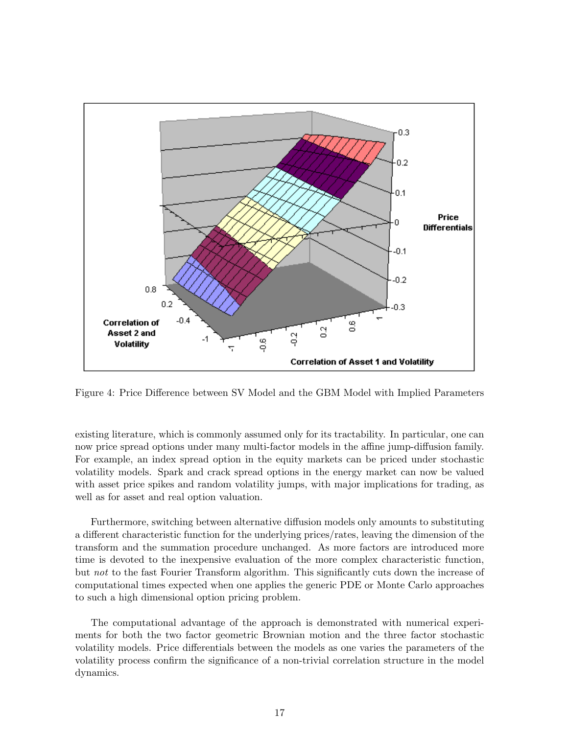Figure 4: Price Difference between SV Model and the GBM Model with Implied Parameters

existing literature, which is commonly assumed only for its tractability. In particular, one can now price spread options under many multi-factor models in the affine jump-diffusion family. For example, an index spread option in the equity markets can be priced under stochastic volatility models. Spark and crack spread options in the energy market can now be valued with asset price spikes and random volatility jumps, with major implications for trading, as well as for asset and real option valuation.

Furthermore, switching between alternative diffusion models only amounts to substituting a different characteristic function for the underlying prices/rates, leaving the dimension of the transform and the summation procedure unchanged. As more factors are introduced more time is devoted to the inexpensive evaluation of the more complex characteristic function, but *not* to the fast Fourier Transform algorithm. This significantly cuts down the increase of computational times expected when one applies the generic PDE or Monte Carlo approaches to such a high dimensional option pricing problem.

The computational advantage of the approach is demonstrated with numerical experiments for both the two factor geometric Brownian motion and the three factor stochastic volatility models. Price differentials between the models as one varies the parameters of the volatility process confirm the significance of a non-trivial correlation structure in the model dynamics.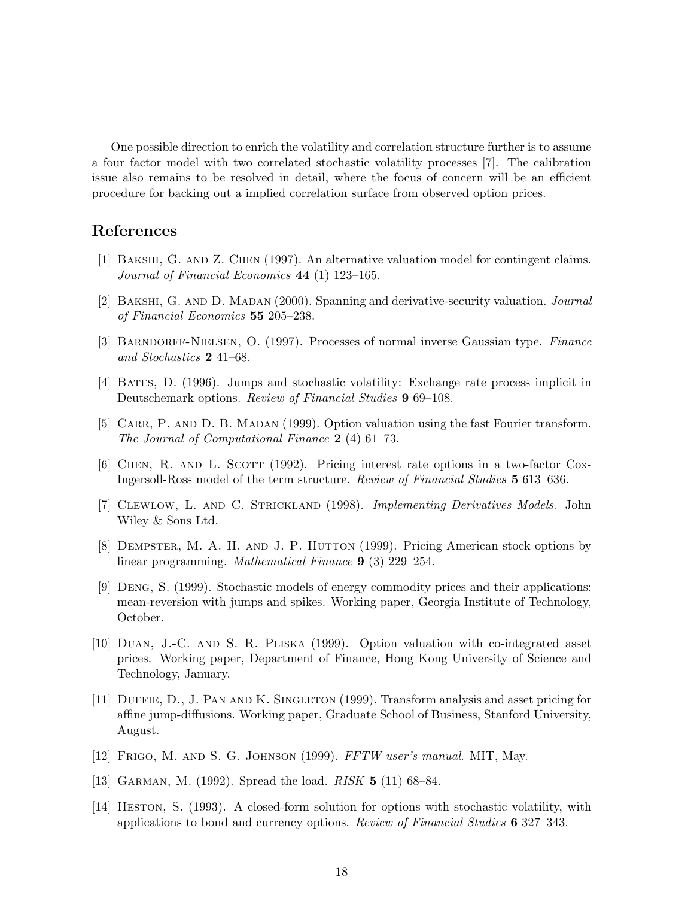One possible direction to enrich the volatility and correlation structure further is to assume a four factor model with two correlated stochastic volatility processes [7]. The calibration issue also remains to be resolved in detail, where the focus of concern will be an efficient procedure for backing out a implied correlation surface from observed option prices.

## References

[1] Bakshi, G. and Z. Chen (1997). An alternative valuation model for contingent claims. *Journal of Financial Economics* **44** (1) 123–165.

[2] Bakshi, G. and D. Madan (2000). Spanning and derivative-security valuation. *Journal of Financial Economics* **55** 205–238.

[3] Barndorff-Nielsen, O. (1997). Processes of normal inverse Gaussian type. *Finance and Stochastics* **2** 41–68.

[4] Bates, D. (1996). Jumps and stochastic volatility: Exchange rate process implicit in Deutschemark options. *Review of Financial Studies* **9** 69–108.

[5] Carr, P. and D. B. Madan (1999). Option valuation using the fast Fourier transform. *The Journal of Computational Finance* **2** (4) 61–73.

[6] Chen, R. and L. Scott (1992). Pricing interest rate options in a two-factor Cox-Ingersoll-Ross model of the term structure. *Review of Financial Studies* **5** 613–636.

[7] Clewlow, L. and C. Strickland (1998). *Implementing Derivatives Models*. John Wiley & Sons Ltd.

[8] Dempster, M. A. H. and J. P. Hutton (1999). Pricing American stock options by linear programming. *Mathematical Finance* **9** (3) 229–254.

[9] Deng, S. (1999). Stochastic models of energy commodity prices and their applications: mean-reversion with jumps and spikes. Working paper, Georgia Institute of Technology, October.

[10] Duan, J.-C. and S. R. Pliska (1999). Option valuation with co-integrated asset prices. Working paper, Department of Finance, Hong Kong University of Science and Technology, January.

[11] Duffie, D., J. Pan and K. Singleton (1999). Transform analysis and asset pricing for affine jump-diffusions. Working paper, Graduate School of Business, Stanford University, August.

[12] Frigo, M. and S. G. Johnson (1999). *FFTW user's manual*. MIT, May.

[13] Garman, M. (1992). Spread the load. *RISK* **5** (11) 68–84.

[14] Heston, S. (1993). A closed-form solution for options with stochastic volatility, with applications to bond and currency options. *Review of Financial Studies* **6** 327–343.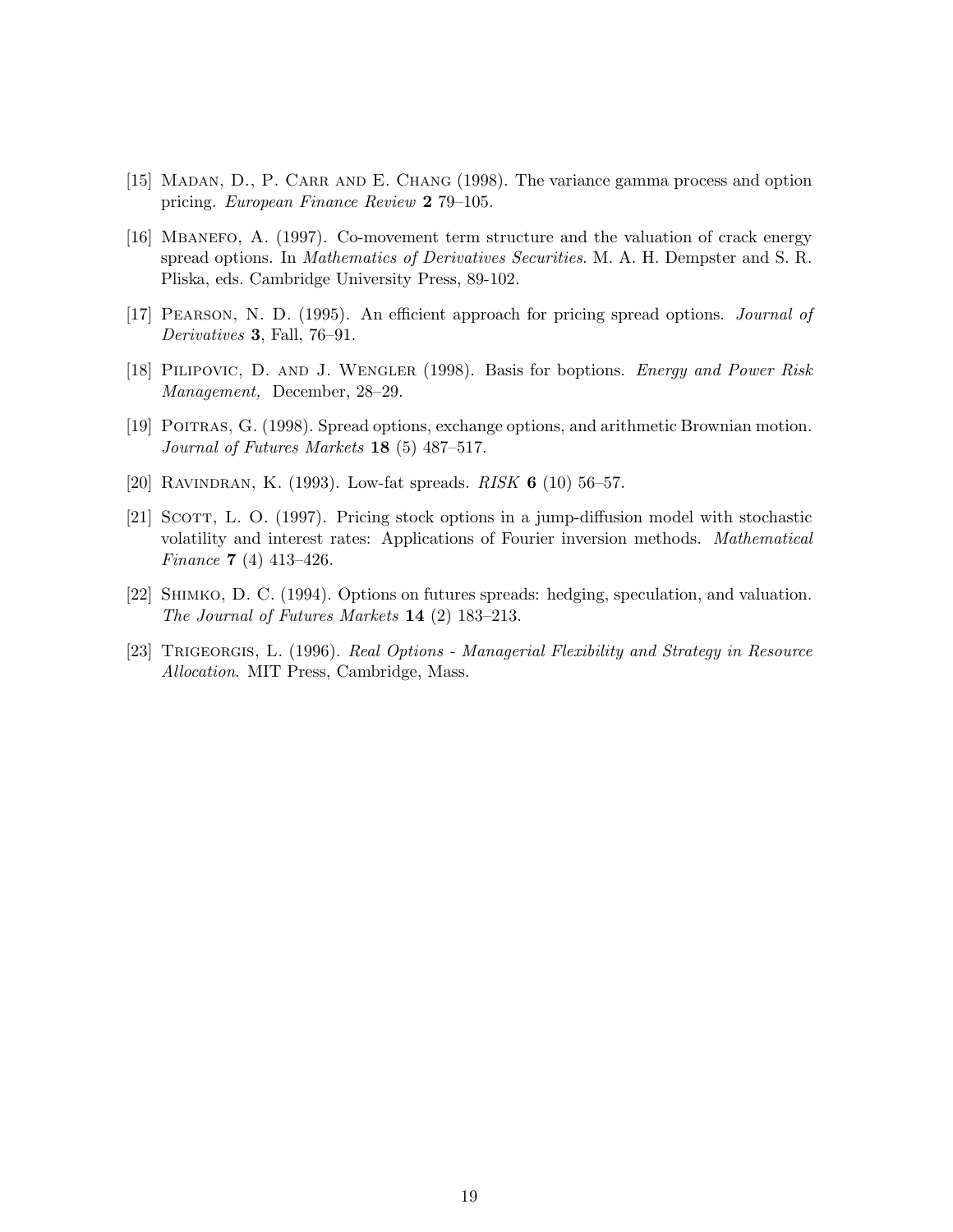[15] Madan, D., P. Carr and E. Chang (1998). The variance gamma process and option pricing. *European Finance Review* **2** 79–105.

[16] Mbanefo, A. (1997). Co-movement term structure and the valuation of crack energy spread options. In *Mathematics of Derivatives Securities*. M. A. H. Dempster and S. R. Pliska, eds. Cambridge University Press, 89-102.

[17] Pearson, N. D. (1995). An efficient approach for pricing spread options. *Journal of Derivatives* **3**, Fall, 76–91.

[18] Pilipovic, D. and J. Wengler (1998). Basis for boptions. *Energy and Power Risk Management,* December, 28–29.

[19] Poitras, G. (1998). Spread options, exchange options, and arithmetic Brownian motion. *Journal of Futures Markets* **18** (5) 487–517.

[20] Ravindran, K. (1993). Low-fat spreads. *RISK* **6** (10) 56–57.

[21] Scott, L. O. (1997). Pricing stock options in a jump-diffusion model with stochastic volatility and interest rates: Applications of Fourier inversion methods. *Mathematical Finance* **7** (4) 413–426.

[22] Shimko, D. C. (1994). Options on futures spreads: hedging, speculation, and valuation. *The Journal of Futures Markets* **14** (2) 183–213.

[23] Trigeorgis, L. (1996). *Real Options - Managerial Flexibility and Strategy in Resource Allocation*. MIT Press, Cambridge, Mass.